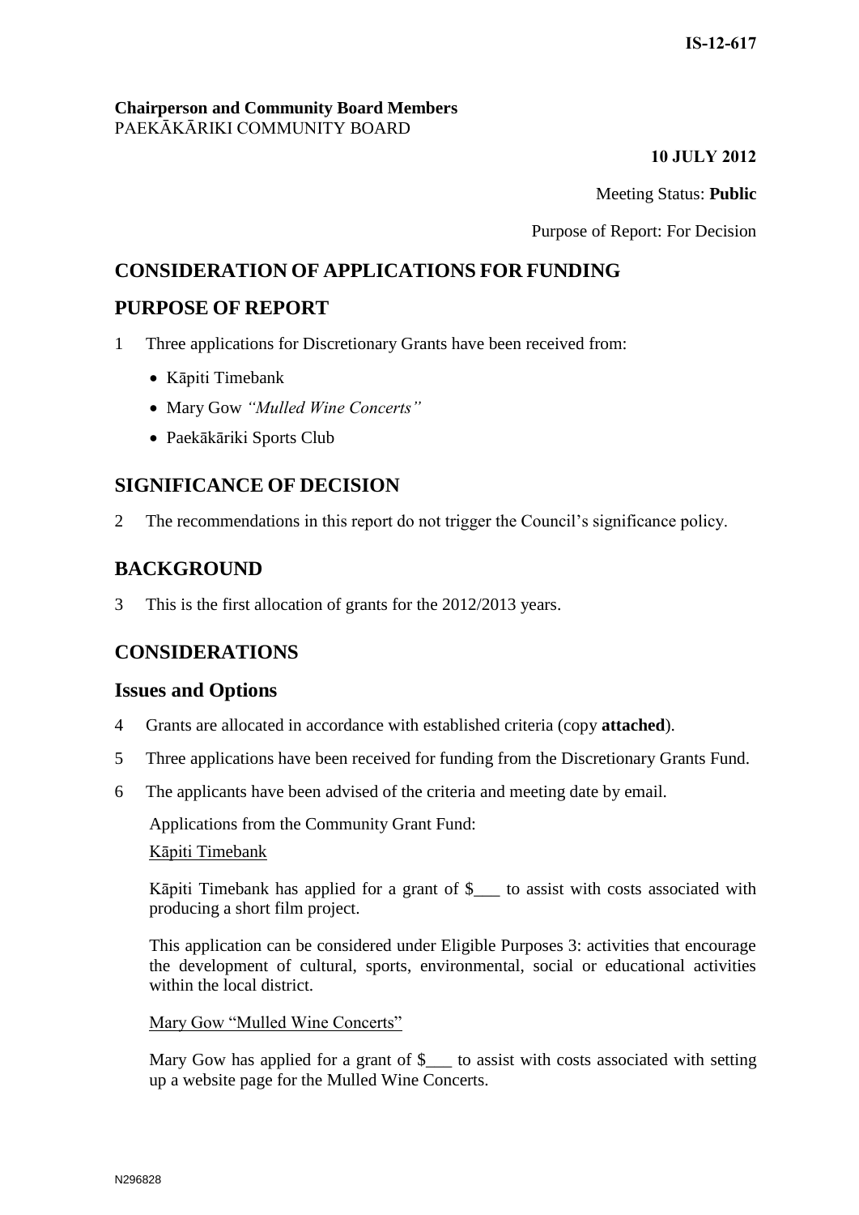**IS-12-617**

**Chairperson and Community Board Members**
PAEKĀKĀRIKI COMMUNITY BOARD

**10 JULY 2012**

Meeting Status: **Public**

Purpose of Report: For Decision

# CONSIDERATION OF APPLICATIONS FOR FUNDING

## PURPOSE OF REPORT

1 Three applications for Discretionary Grants have been received from:

- Kāpiti Timebank
- Mary Gow *"Mulled Wine Concerts"*
- Paekākāriki Sports Club

## SIGNIFICANCE OF DECISION

2 The recommendations in this report do not trigger the Council's significance policy.

## BACKGROUND

3 This is the first allocation of grants for the 2012/2013 years.

## CONSIDERATIONS

### Issues and Options

4 Grants are allocated in accordance with established criteria (copy **attached**).

5 Three applications have been received for funding from the Discretionary Grants Fund.

6 The applicants have been advised of the criteria and meeting date by email.

Applications from the Community Grant Fund:

Kāpiti Timebank

Kāpiti Timebank has applied for a grant of $___ to assist with costs associated with producing a short film project.

This application can be considered under Eligible Purposes 3: activities that encourage the development of cultural, sports, environmental, social or educational activities within the local district.

Mary Gow "Mulled Wine Concerts"

Mary Gow has applied for a grant of $___ to assist with costs associated with setting up a website page for the Mulled Wine Concerts.

N296828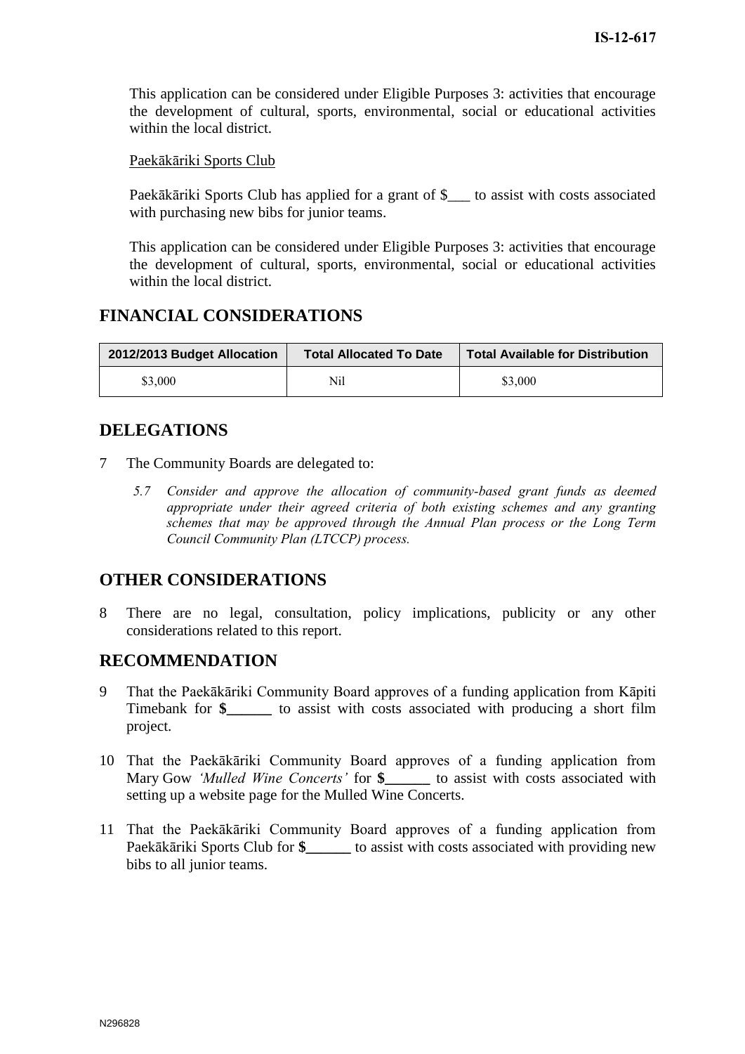This application can be considered under Eligible Purposes 3: activities that encourage the development of cultural, sports, environmental, social or educational activities within the local district.

Paekākāriki Sports Club

Paekākāriki Sports Club has applied for a grant of $___ to assist with costs associated with purchasing new bibs for junior teams.

This application can be considered under Eligible Purposes 3: activities that encourage the development of cultural, sports, environmental, social or educational activities within the local district.

## FINANCIAL CONSIDERATIONS

| 2012/2013 Budget Allocation | Total Allocated To Date | Total Available for Distribution |
|---|---|---|
| $3,000 | Nil | $3,000 |

## DELEGATIONS

7 The Community Boards are delegated to:

*5.7 Consider and approve the allocation of community-based grant funds as deemed appropriate under their agreed criteria of both existing schemes and any granting schemes that may be approved through the Annual Plan process or the Long Term Council Community Plan (LTCCP) process.*

## OTHER CONSIDERATIONS

8 There are no legal, consultation, policy implications, publicity or any other considerations related to this report.

## RECOMMENDATION

9 That the Paekākāriki Community Board approves of a funding application from Kāpiti Timebank for **$______** to assist with costs associated with producing a short film project.

10 That the Paekākāriki Community Board approves of a funding application from Mary Gow *'Mulled Wine Concerts'* for **$______** to assist with costs associated with setting up a website page for the Mulled Wine Concerts.

11 That the Paekākāriki Community Board approves of a funding application from Paekākāriki Sports Club for **$______** to assist with costs associated with providing new bibs to all junior teams.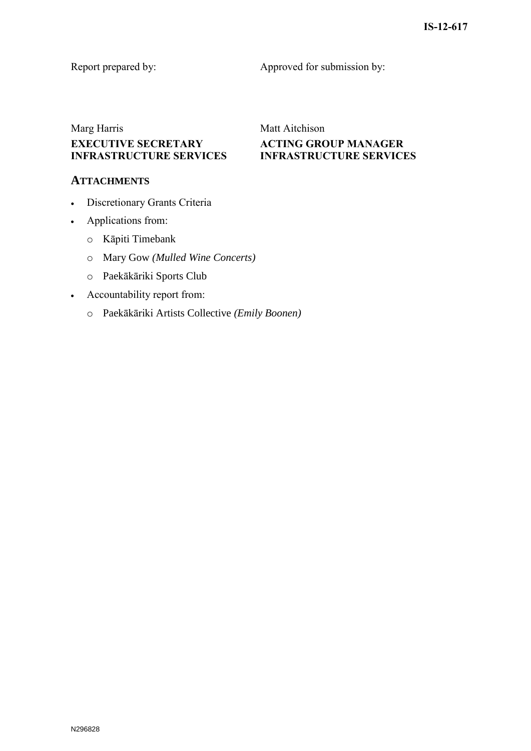Report prepared by:

Approved for submission by:

Marg Harris
**EXECUTIVE SECRETARY**
**INFRASTRUCTURE SERVICES**

Matt Aitchison
**ACTING GROUP MANAGER**
**INFRASTRUCTURE SERVICES**

## ATTACHMENTS

- Discretionary Grants Criteria
- Applications from:
  - Kāpiti Timebank
  - Mary Gow *(Mulled Wine Concerts)*
  - Paekākāriki Sports Club
- Accountability report from:
  - Paekākāriki Artists Collective *(Emily Boonen)*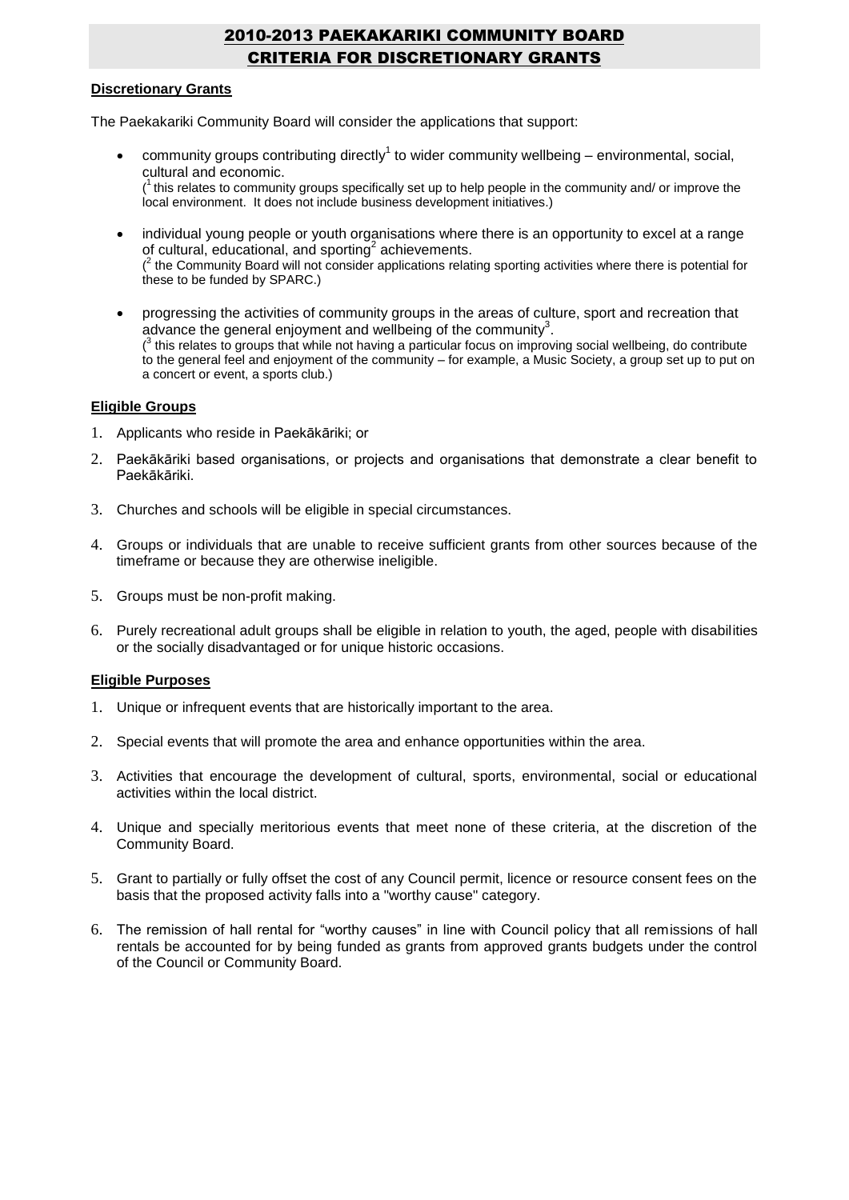# 2010-2013 PAEKAKARIKI COMMUNITY BOARD CRITERIA FOR DISCRETIONARY GRANTS

**Discretionary Grants**

The Paekakariki Community Board will consider the applications that support:

- community groups contributing directly[1] to wider community wellbeing – environmental, social, cultural and economic.
  ([1] this relates to community groups specifically set up to help people in the community and/ or improve the local environment. It does not include business development initiatives.)

- individual young people or youth organisations where there is an opportunity to excel at a range of cultural, educational, and sporting[2] achievements.
  ([2] the Community Board will not consider applications relating sporting activities where there is potential for these to be funded by SPARC.)

- progressing the activities of community groups in the areas of culture, sport and recreation that advance the general enjoyment and wellbeing of the community[3].
  ([3] this relates to groups that while not having a particular focus on improving social wellbeing, do contribute to the general feel and enjoyment of the community – for example, a Music Society, a group set up to put on a concert or event, a sports club.)

**Eligible Groups**

1. Applicants who reside in Paekākāriki; or
2. Paekākāriki based organisations, or projects and organisations that demonstrate a clear benefit to Paekākāriki.
3. Churches and schools will be eligible in special circumstances.
4. Groups or individuals that are unable to receive sufficient grants from other sources because of the timeframe or because they are otherwise ineligible.
5. Groups must be non-profit making.
6. Purely recreational adult groups shall be eligible in relation to youth, the aged, people with disabilities or the socially disadvantaged or for unique historic occasions.

**Eligible Purposes**

1. Unique or infrequent events that are historically important to the area.
2. Special events that will promote the area and enhance opportunities within the area.
3. Activities that encourage the development of cultural, sports, environmental, social or educational activities within the local district.
4. Unique and specially meritorious events that meet none of these criteria, at the discretion of the Community Board.
5. Grant to partially or fully offset the cost of any Council permit, licence or resource consent fees on the basis that the proposed activity falls into a "worthy cause" category.
6. The remission of hall rental for "worthy causes" in line with Council policy that all remissions of hall rentals be accounted for by being funded as grants from approved grants budgets under the control of the Council or Community Board.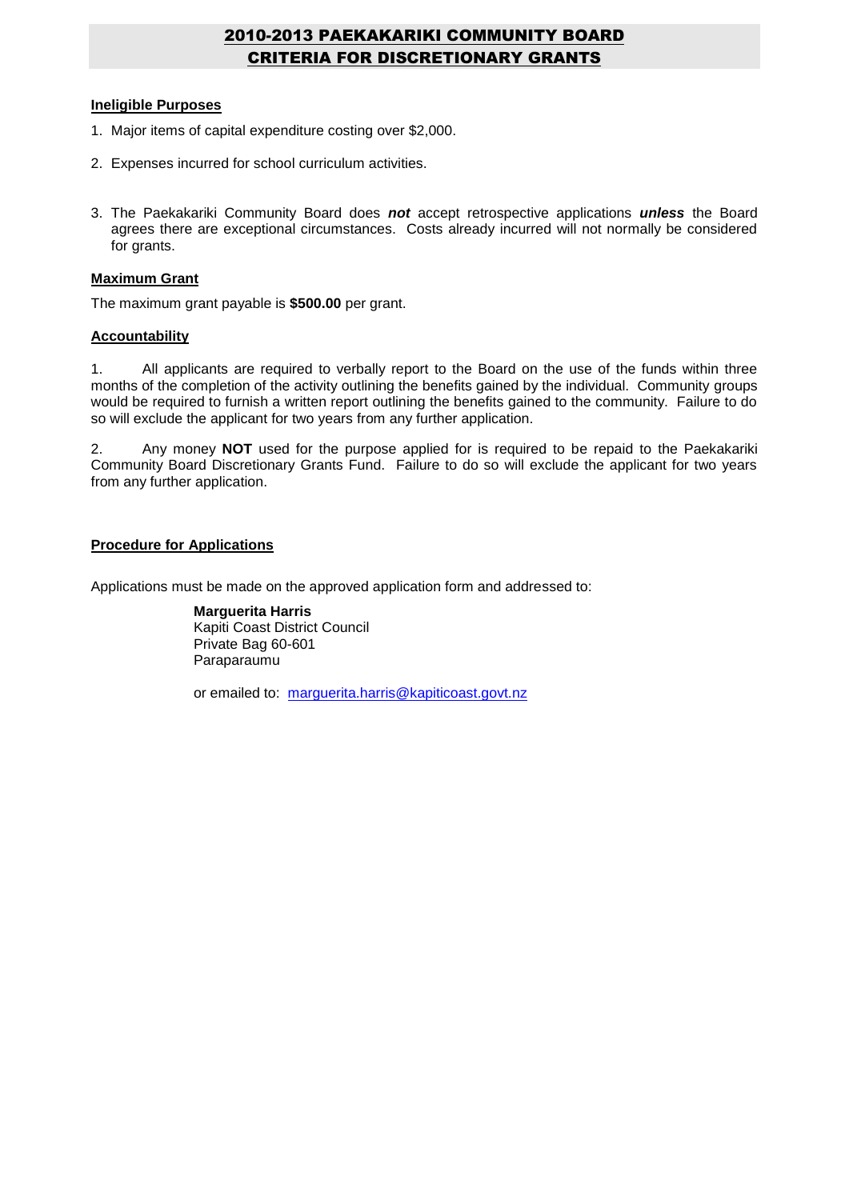# 2010-2013 PAEKAKARIKI COMMUNITY BOARD CRITERIA FOR DISCRETIONARY GRANTS

## Ineligible Purposes

1. Major items of capital expenditure costing over $2,000.
2. Expenses incurred for school curriculum activities.
3. The Paekakariki Community Board does ***not*** accept retrospective applications ***unless*** the Board agrees there are exceptional circumstances. Costs already incurred will not normally be considered for grants.

## Maximum Grant

The maximum grant payable is **$500.00** per grant.

## Accountability

1. All applicants are required to verbally report to the Board on the use of the funds within three months of the completion of the activity outlining the benefits gained by the individual. Community groups would be required to furnish a written report outlining the benefits gained to the community. Failure to do so will exclude the applicant for two years from any further application.

2. Any money **NOT** used for the purpose applied for is required to be repaid to the Paekakariki Community Board Discretionary Grants Fund. Failure to do so will exclude the applicant for two years from any further application.

## Procedure for Applications

Applications must be made on the approved application form and addressed to:

**Marguerita Harris**
Kapiti Coast District Council
Private Bag 60-601
Paraparaumu

or emailed to: marguerita.harris@kapiticoast.govt.nz